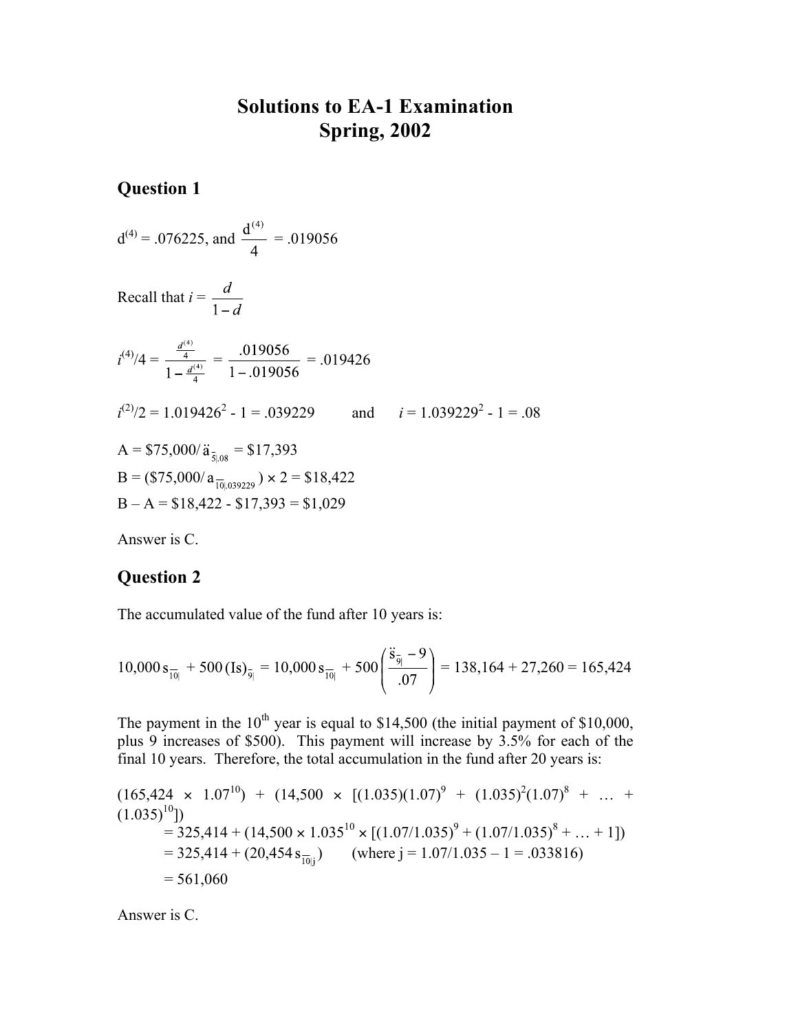# Solutions to EA-1 Examination Spring, 2002

## Question 1

$d^{(4)} = .076225$, and $\dfrac{d^{(4)}}{4} = .019056$

Recall that $i = \dfrac{d}{1-d}$

$$i^{(4)}/4 = \frac{\frac{d^{(4)}}{4}}{1-\frac{d^{(4)}}{4}} = \frac{.019056}{1-.019056} = .019426$$

$i^{(2)}/2 = 1.019426^2 - 1 = .039229$ and $i = 1.039229^2 - 1 = .08$

A = $\$75{,}000/\ddot{a}_{\overline{5}|.08}$ = \$17,393

B = $(\$75{,}000/a_{\overline{10}|.039229}) \times 2$ = \$18,422

B – A = \$18,422 - \$17,393 = \$1,029

Answer is C.

## Question 2

The accumulated value of the fund after 10 years is:

$$10{,}000\, s_{\overline{10}|} + 500\,(Is)_{\overline{9}|} = 10{,}000\, s_{\overline{10}|} + 500\left(\frac{\ddot{s}_{\overline{9}|} - 9}{.07}\right) = 138{,}164 + 27{,}260 = 165{,}424$$

The payment in the 10th year is equal to \$14,500 (the initial payment of \$10,000, plus 9 increases of \$500). This payment will increase by 3.5% for each of the final 10 years. Therefore, the total accumulation in the fund after 20 years is:

$$(165{,}424 \times 1.07^{10}) + (14{,}500 \times [(1.035)(1.07)^9 + (1.035)^2(1.07)^8 + \ldots + (1.035)^{10}])$$

$$= 325{,}414 + (14{,}500 \times 1.035^{10} \times [(1.07/1.035)^9 + (1.07/1.035)^8 + \ldots + 1])$$

$$= 325{,}414 + (20{,}454\, s_{\overline{10}|j}) \qquad \text{(where } j = 1.07/1.035 - 1 = .033816\text{)}$$

$$= 561{,}060$$

Answer is C.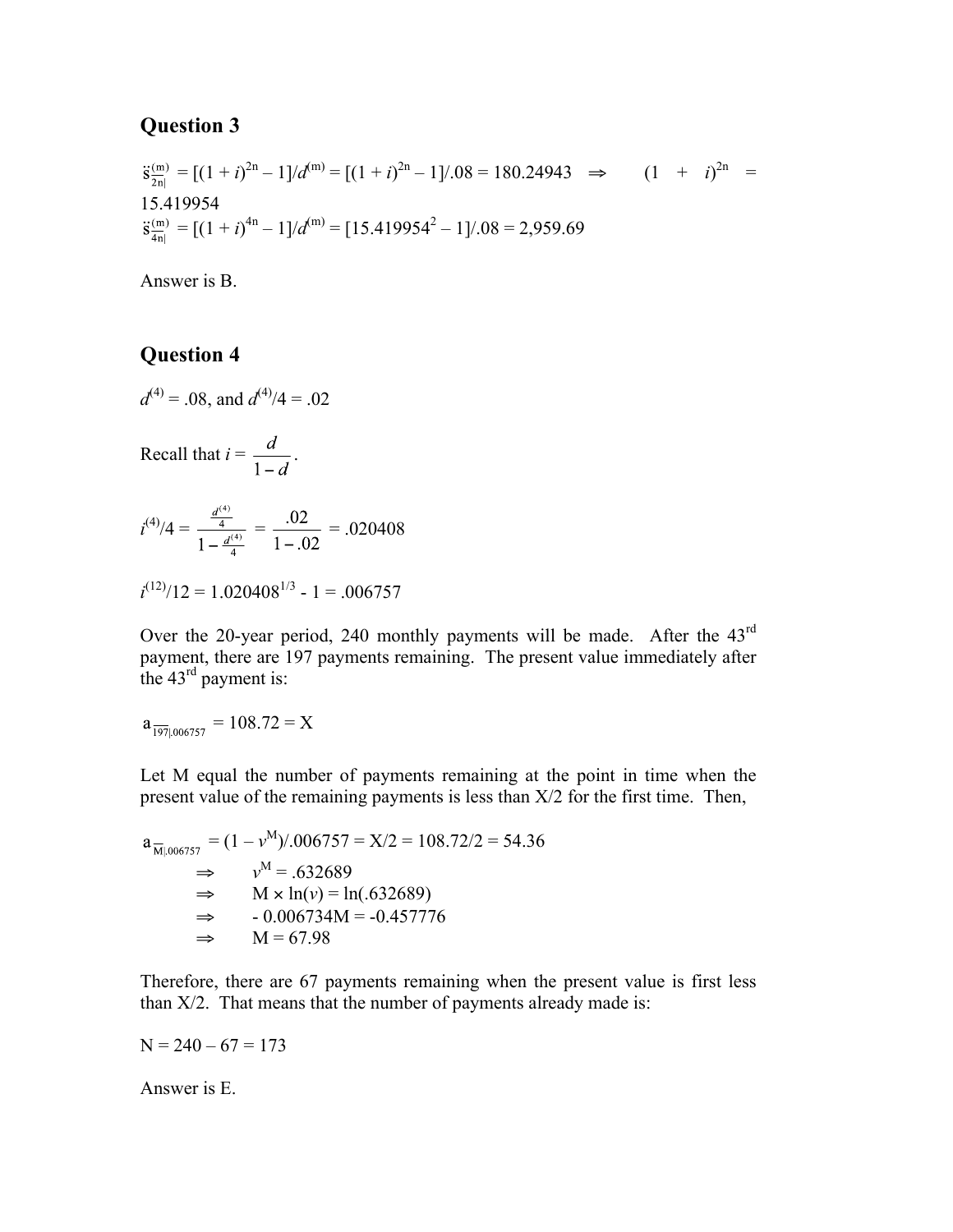## Question 3

$\ddot{s}^{(m)}_{\overline{2n}|} = [(1 + i)^{2n} – 1]/d^{(m)} = [(1 + i)^{2n} – 1]/.08 = 180.24943 \quad \Rightarrow \quad (1 + i)^{2n} = 15.419954$

$\ddot{s}^{(m)}_{\overline{4n}|} = [(1 + i)^{4n} – 1]/d^{(m)} = [15.419954^2 – 1]/.08 = 2{,}959.69$

Answer is B.

## Question 4

$d^{(4)} = .08$, and $d^{(4)}/4 = .02$

Recall that $i = \dfrac{d}{1-d}$.

$$i^{(4)}/4 = \frac{\frac{d^{(4)}}{4}}{1-\frac{d^{(4)}}{4}} = \frac{.02}{1-.02} = .020408$$

$i^{(12)}/12 = 1.020408^{1/3} - 1 = .006757$

Over the 20-year period, 240 monthly payments will be made. After the 43rd payment, there are 197 payments remaining. The present value immediately after the 43rd payment is:

$a_{\overline{197}|.006757} = 108.72 = X$

Let M equal the number of payments remaining at the point in time when the present value of the remaining payments is less than X/2 for the first time. Then,

$$a_{\overline{M}|.006757} = (1 – v^M)/.006757 = X/2 = 108.72/2 = 54.36$$

$\Rightarrow \quad v^M = .632689$

$\Rightarrow \quad M \times \ln(v) = \ln(.632689)$

$\Rightarrow \quad - 0.006734M = -0.457776$

$\Rightarrow \quad M = 67.98$

Therefore, there are 67 payments remaining when the present value is first less than X/2. That means that the number of payments already made is:

$N = 240 – 67 = 173$

Answer is E.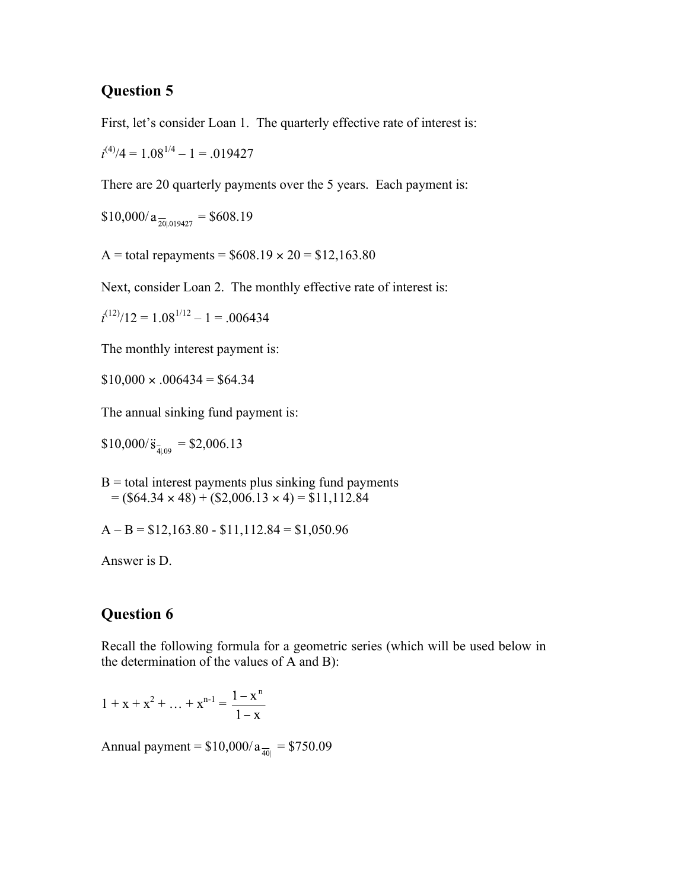## Question 5

First, let's consider Loan 1. The quarterly effective rate of interest is:

$i^{(4)}/4 = 1.08^{1/4} - 1 = .019427$

There are 20 quarterly payments over the 5 years. Each payment is:

$\$10{,}000/a_{\overline{20}|.019427} = \$608.19$

A = total repayments = $\$608.19 \times 20 = \$12{,}163.80$

Next, consider Loan 2. The monthly effective rate of interest is:

$i^{(12)}/12 = 1.08^{1/12} - 1 = .006434$

The monthly interest payment is:

$\$10{,}000 \times .006434 = \$64.34$

The annual sinking fund payment is:

$\$10{,}000/\ddot{s}_{\overline{4}|.09} = \$2{,}006.13$

B = total interest payments plus sinking fund payments
= $(\$64.34 \times 48) + (\$2{,}006.13 \times 4) = \$11{,}112.84$

A – B = $\$12{,}163.80 - \$11{,}112.84 = \$1{,}050.96$

Answer is D.

## Question 6

Recall the following formula for a geometric series (which will be used below in the determination of the values of A and B):

$$1 + x + x^2 + \ldots + x^{n-1} = \frac{1-x^n}{1-x}$$

Annual payment = $\$10{,}000/a_{\overline{40}|} = \$750.09$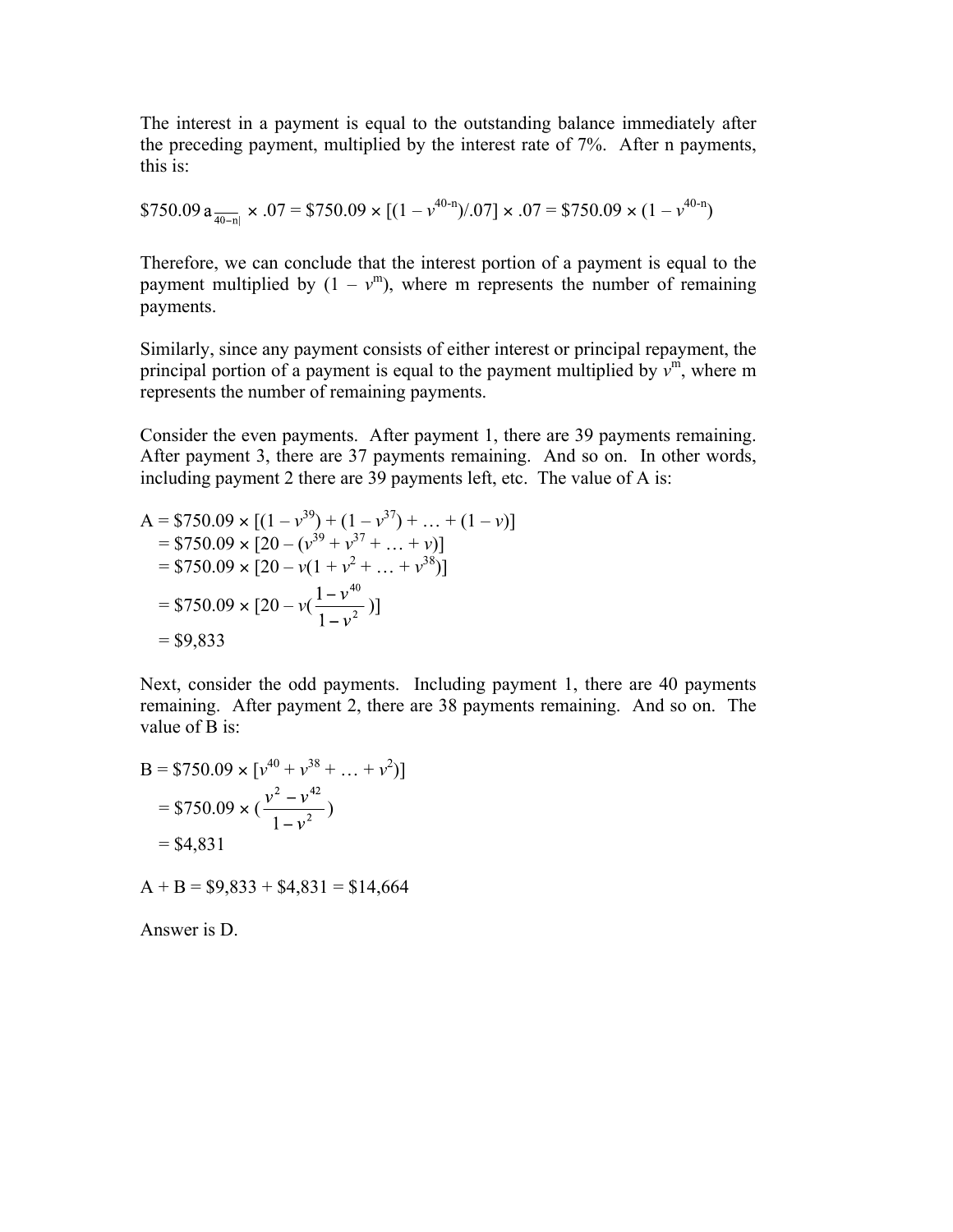The interest in a payment is equal to the outstanding balance immediately after the preceding payment, multiplied by the interest rate of 7%. After n payments, this is:

$$\$750.09\, a_{\overline{40-n|}} \times .07 = \$750.09 \times [(1 - v^{40-n})/.07] \times .07 = \$750.09 \times (1 - v^{40-n})$$

Therefore, we can conclude that the interest portion of a payment is equal to the payment multiplied by $(1 - v^m)$, where m represents the number of remaining payments.

Similarly, since any payment consists of either interest or principal repayment, the principal portion of a payment is equal to the payment multiplied by $v^m$, where m represents the number of remaining payments.

Consider the even payments. After payment 1, there are 39 payments remaining. After payment 3, there are 37 payments remaining. And so on. In other words, including payment 2 there are 39 payments left, etc. The value of A is:

$$\begin{aligned}
A &= \$750.09 \times [(1 - v^{39}) + (1 - v^{37}) + \ldots + (1 - v)] \\
&= \$750.09 \times [20 - (v^{39} + v^{37} + \ldots + v)] \\
&= \$750.09 \times [20 - v(1 + v^2 + \ldots + v^{38})] \\
&= \$750.09 \times [20 - v(\frac{1 - v^{40}}{1 - v^2})] \\
&= \$9{,}833
\end{aligned}$$

Next, consider the odd payments. Including payment 1, there are 40 payments remaining. After payment 2, there are 38 payments remaining. And so on. The value of B is:

$$\begin{aligned}
B &= \$750.09 \times [v^{40} + v^{38} + \ldots + v^2)] \\
&= \$750.09 \times (\frac{v^2 - v^{42}}{1 - v^2}) \\
&= \$4{,}831
\end{aligned}$$

$A + B = \$9{,}833 + \$4{,}831 = \$14{,}664$

Answer is D.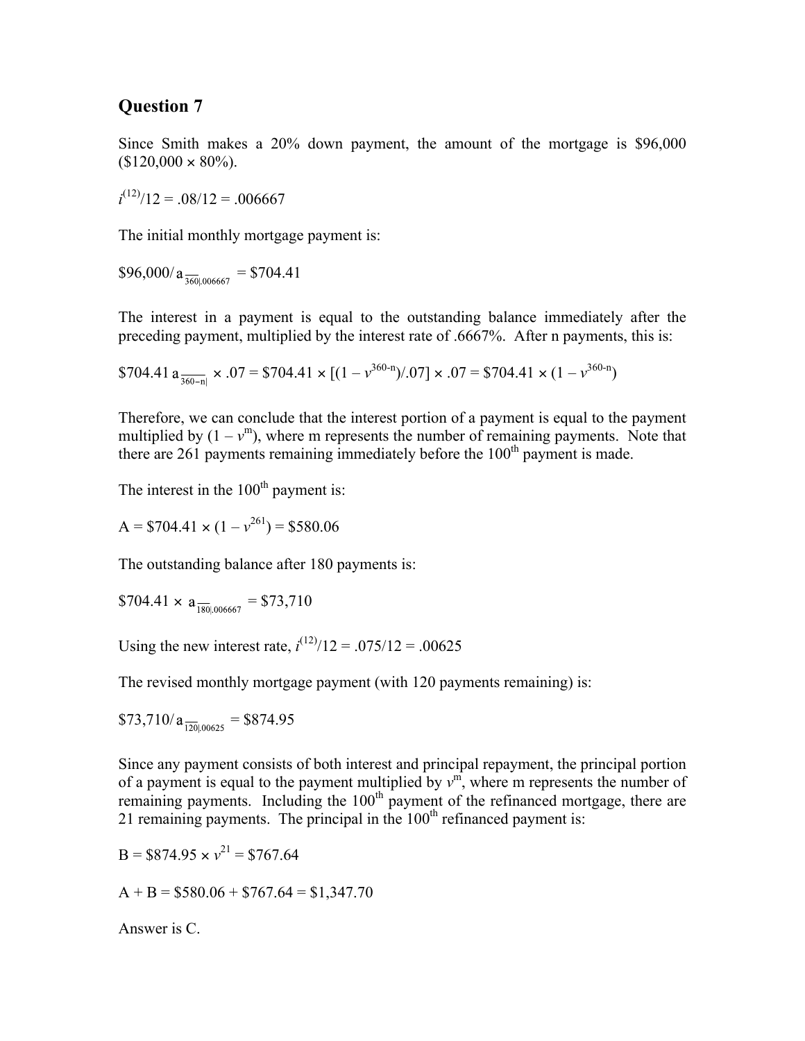## Question 7

Since Smith makes a 20% down payment, the amount of the mortgage is \$96,000 (\$120,000 × 80%).

$i^{(12)}/12 = .08/12 = .006667$

The initial monthly mortgage payment is:

$\$96{,}000/\, a_{\overline{360}|.006667} = \$704.41$

The interest in a payment is equal to the outstanding balance immediately after the preceding payment, multiplied by the interest rate of .6667%. After n payments, this is:

$\$704.41\, a_{\overline{360-n}|} \times .07 = \$704.41 \times [(1 - v^{360-n})/.07] \times .07 = \$704.41 \times (1 - v^{360-n})$

Therefore, we can conclude that the interest portion of a payment is equal to the payment multiplied by $(1 - v^{m})$, where m represents the number of remaining payments. Note that there are 261 payments remaining immediately before the 100th payment is made.

The interest in the 100th payment is:

$A = \$704.41 \times (1 - v^{261}) = \$580.06$

The outstanding balance after 180 payments is:

$\$704.41 \times a_{\overline{180}|.006667} = \$73{,}710$

Using the new interest rate, $i^{(12)}/12 = .075/12 = .00625$

The revised monthly mortgage payment (with 120 payments remaining) is:

$\$73{,}710/\, a_{\overline{120}|.00625} = \$874.95$

Since any payment consists of both interest and principal repayment, the principal portion of a payment is equal to the payment multiplied by $v^{m}$, where m represents the number of remaining payments. Including the 100th payment of the refinanced mortgage, there are 21 remaining payments. The principal in the 100th refinanced payment is:

$B = \$874.95 \times v^{21} = \$767.64$

$A + B = \$580.06 + \$767.64 = \$1{,}347.70$

Answer is C.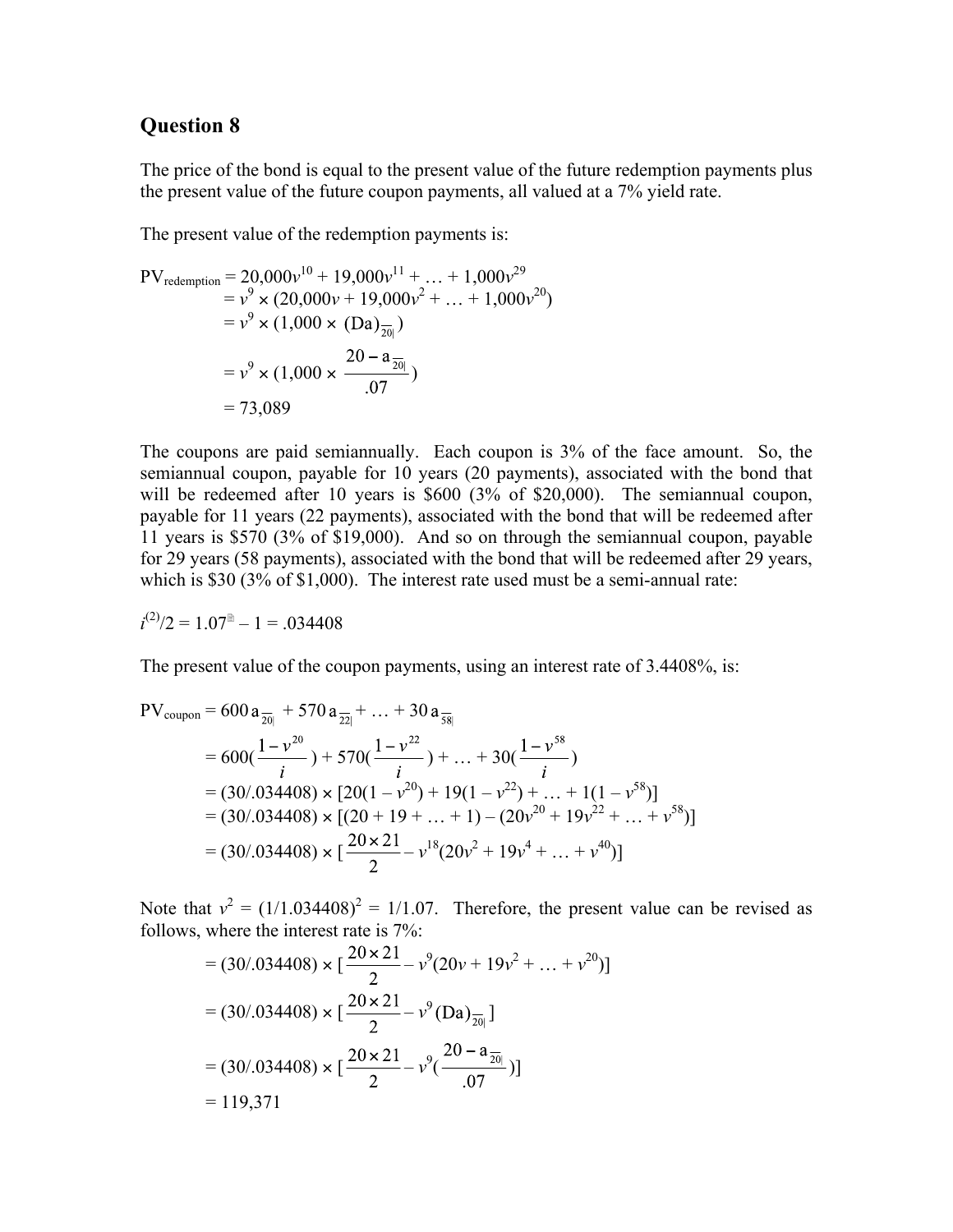## Question 8

The price of the bond is equal to the present value of the future redemption payments plus the present value of the future coupon payments, all valued at a 7% yield rate.

The present value of the redemption payments is:

$$
\begin{aligned}
PV_{\text{redemption}} &= 20{,}000v^{10} + 19{,}000v^{11} + \ldots + 1{,}000v^{29} \\
&= v^9 \times (20{,}000v + 19{,}000v^2 + \ldots + 1{,}000v^{20}) \\
&= v^9 \times (1{,}000 \times (Da)_{\overline{20|}}) \\
&= v^9 \times (1{,}000 \times \frac{20 - a_{\overline{20|}}}{.07}) \\
&= 73{,}089
\end{aligned}
$$

The coupons are paid semiannually. Each coupon is 3% of the face amount. So, the semiannual coupon, payable for 10 years (20 payments), associated with the bond that will be redeemed after 10 years is \$600 (3% of \$20,000). The semiannual coupon, payable for 11 years (22 payments), associated with the bond that will be redeemed after 11 years is \$570 (3% of \$19,000). And so on through the semiannual coupon, payable for 29 years (58 payments), associated with the bond that will be redeemed after 29 years, which is \$30 (3% of \$1,000). The interest rate used must be a semi-annual rate:

$$i^{(2)}/2 = 1.07^{½} - 1 = .034408$$

The present value of the coupon payments, using an interest rate of 3.4408%, is:

$$
\begin{aligned}
PV_{\text{coupon}} &= 600\,a_{\overline{20|}} + 570\,a_{\overline{22|}} + \ldots + 30\,a_{\overline{58|}} \\
&= 600(\frac{1-v^{20}}{i}) + 570(\frac{1-v^{22}}{i}) + \ldots + 30(\frac{1-v^{58}}{i}) \\
&= (30/.034408) \times [20(1 - v^{20}) + 19(1 - v^{22}) + \ldots + 1(1 - v^{58})] \\
&= (30/.034408) \times [(20 + 19 + \ldots + 1) - (20v^{20} + 19v^{22} + \ldots + v^{58})] \\
&= (30/.034408) \times [\frac{20 \times 21}{2} - v^{18}(20v^2 + 19v^4 + \ldots + v^{40})]
\end{aligned}
$$

Note that $v^2 = (1/1.034408)^2 = 1/1.07$. Therefore, the present value can be revised as follows, where the interest rate is 7%:

$$
\begin{aligned}
&= (30/.034408) \times [\frac{20 \times 21}{2} - v^9(20v + 19v^2 + \ldots + v^{20})] \\
&= (30/.034408) \times [\frac{20 \times 21}{2} - v^9\,(Da)_{\overline{20|}}\,] \\
&= (30/.034408) \times [\frac{20 \times 21}{2} - v^9(\frac{20 - a_{\overline{20|}}}{.07})] \\
&= 119{,}371
\end{aligned}
$$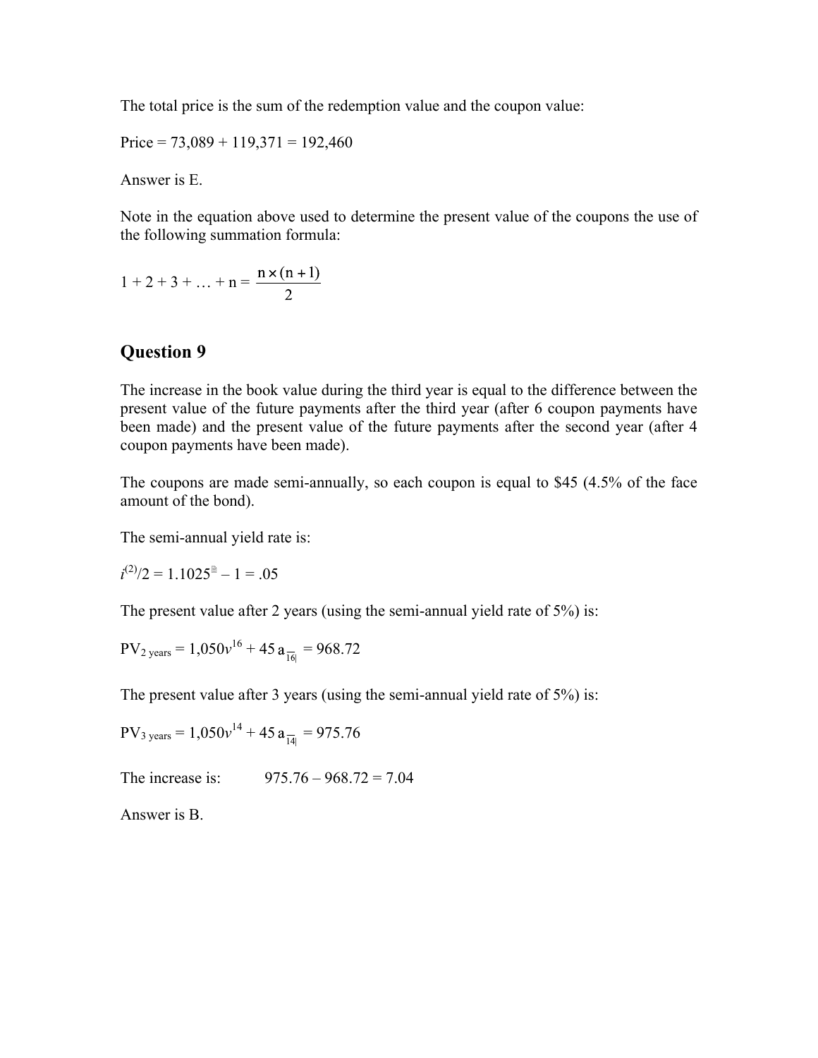The total price is the sum of the redemption value and the coupon value:

Price = 73,089 + 119,371 = 192,460

Answer is E.

Note in the equation above used to determine the present value of the coupons the use of the following summation formula:

$1 + 2 + 3 + \ldots + n = \dfrac{n \times (n+1)}{2}$

## Question 9

The increase in the book value during the third year is equal to the difference between the present value of the future payments after the third year (after 6 coupon payments have been made) and the present value of the future payments after the second year (after 4 coupon payments have been made).

The coupons are made semi-annually, so each coupon is equal to \$45 (4.5% of the face amount of the bond).

The semi-annual yield rate is:

$i^{(2)}/2 = 1.1025^{1/2} - 1 = .05$

The present value after 2 years (using the semi-annual yield rate of 5%) is:

$\text{PV}_{2\text{ years}} = 1{,}050v^{16} + 45\,a_{\overline{16|}} = 968.72$

The present value after 3 years (using the semi-annual yield rate of 5%) is:

$\text{PV}_{3\text{ years}} = 1{,}050v^{14} + 45\,a_{\overline{14|}} = 975.76$

The increase is: 975.76 – 968.72 = 7.04

Answer is B.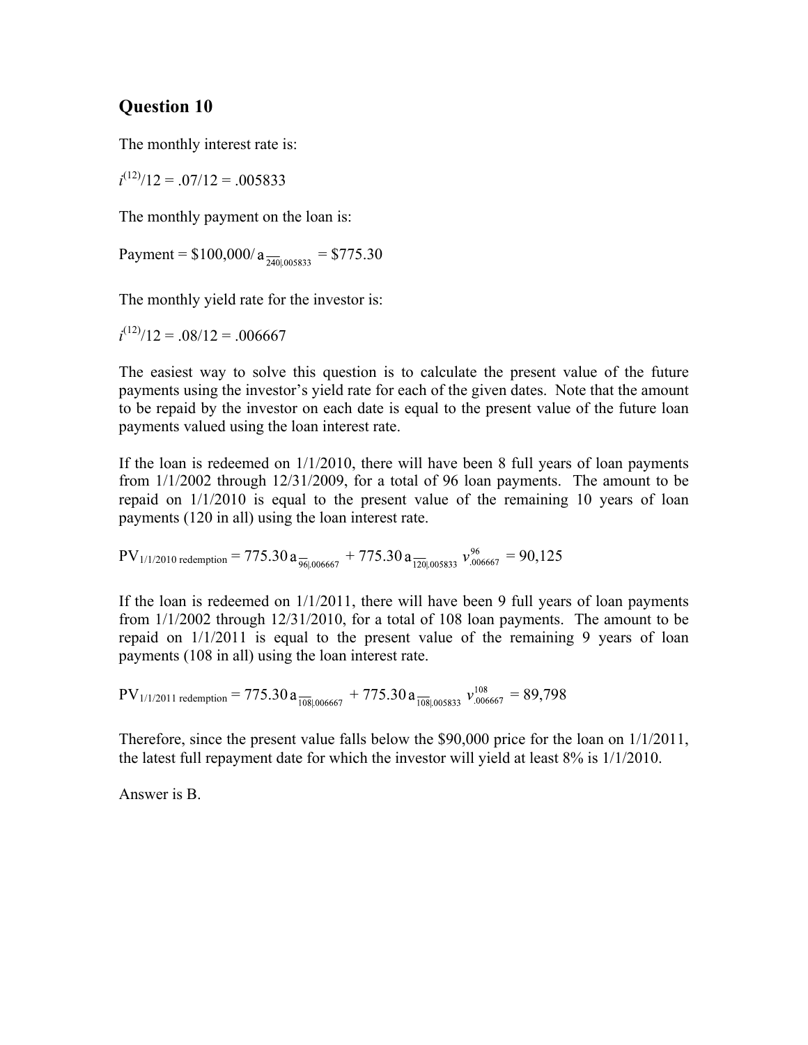## Question 10

The monthly interest rate is:

$i^{(12)}/12 = .07/12 = .005833$

The monthly payment on the loan is:

Payment = $\$100{,}000/\,a_{\overline{240}|.005833} = \$775.30$

The monthly yield rate for the investor is:

$i^{(12)}/12 = .08/12 = .006667$

The easiest way to solve this question is to calculate the present value of the future payments using the investor's yield rate for each of the given dates. Note that the amount to be repaid by the investor on each date is equal to the present value of the future loan payments valued using the loan interest rate.

If the loan is redeemed on 1/1/2010, there will have been 8 full years of loan payments from 1/1/2002 through 12/31/2009, for a total of 96 loan payments. The amount to be repaid on 1/1/2010 is equal to the present value of the remaining 10 years of loan payments (120 in all) using the loan interest rate.

$$PV_{1/1/2010 \text{ redemption}} = 775.30\,a_{\overline{96}|.006667} + 775.30\,a_{\overline{120}|.005833}\,v^{96}_{.006667} = 90{,}125$$

If the loan is redeemed on 1/1/2011, there will have been 9 full years of loan payments from 1/1/2002 through 12/31/2010, for a total of 108 loan payments. The amount to be repaid on 1/1/2011 is equal to the present value of the remaining 9 years of loan payments (108 in all) using the loan interest rate.

$$PV_{1/1/2011 \text{ redemption}} = 775.30\,a_{\overline{108}|.006667} + 775.30\,a_{\overline{108}|.005833}\,v^{108}_{.006667} = 89{,}798$$

Therefore, since the present value falls below the \$90,000 price for the loan on 1/1/2011, the latest full repayment date for which the investor will yield at least 8% is 1/1/2010.

Answer is B.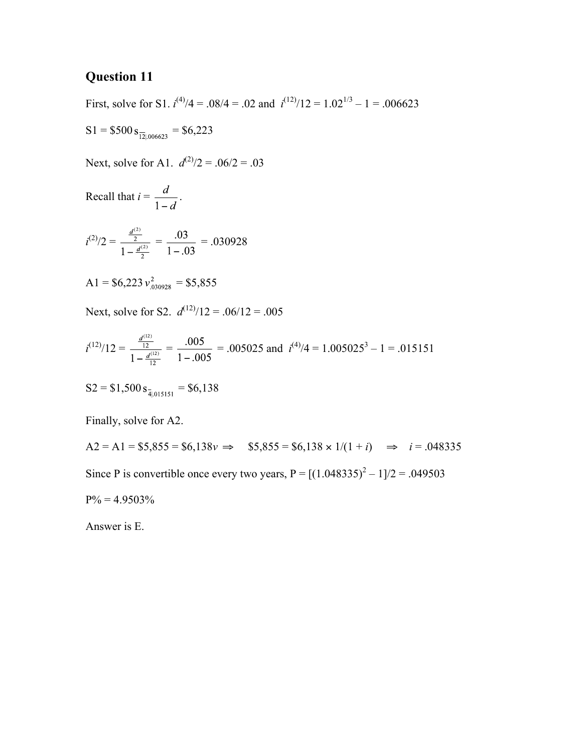## Question 11

First, solve for S1. $i^{(4)}/4 = .08/4 = .02$ and $i^{(12)}/12 = 1.02^{1/3} - 1 = .006623$

S1 = \$500 $s_{\overline{12|}.006623}$ = \$6,223

Next, solve for A1. $d^{(2)}/2 = .06/2 = .03$

Recall that $i = \dfrac{d}{1-d}$.

$$i^{(2)}/2 = \frac{\frac{d^{(2)}}{2}}{1-\frac{d^{(2)}}{2}} = \frac{.03}{1-.03} = .030928$$

A1 = \$6,223 $v^2_{.030928}$ = \$5,855

Next, solve for S2. $d^{(12)}/12 = .06/12 = .005$

$$i^{(12)}/12 = \frac{\frac{d^{(12)}}{12}}{1-\frac{d^{(12)}}{12}} = \frac{.005}{1-.005} = .005025 \text{ and } i^{(4)}/4 = 1.005025^3 - 1 = .015151$$

S2 = \$1,500 $s_{\overline{4|}.015151}$ = \$6,138

Finally, solve for A2.

A2 = A1 = \$5,855 = \$6,138$v$ $\Rightarrow$ \$5,855 = \$6,138 × 1/(1 + $i$) $\Rightarrow$ $i = .048335$

Since P is convertible once every two years, P = $[(1.048335)^2 - 1]/2 = .049503$

P% = 4.9503%

Answer is E.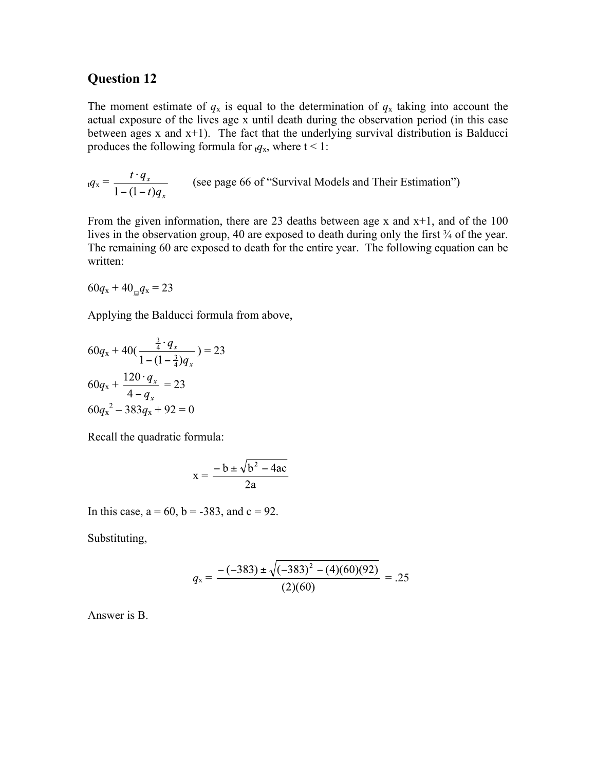## Question 12

The moment estimate of $q_x$ is equal to the determination of $q_x$ taking into account the actual exposure of the lives age x until death during the observation period (in this case between ages x and x+1). The fact that the underlying survival distribution is Balducci produces the following formula for ${}_tq_x$, where t < 1:

$${}_tq_x = \frac{t \cdot q_x}{1-(1-t)q_x} \qquad \text{(see page 66 of "Survival Models and Their Estimation")}$$

From the given information, there are 23 deaths between age x and x+1, and of the 100 lives in the observation group, 40 are exposed to death during only the first ¾ of the year. The remaining 60 are exposed to death for the entire year. The following equation can be written:

$$60q_x + 40{}_{\frac{3}{4}}q_x = 23$$

Applying the Balducci formula from above,

$$60q_x + 40\left(\frac{\frac{3}{4} \cdot q_x}{1-(1-\frac{3}{4})q_x}\right) = 23$$

$$60q_x + \frac{120 \cdot q_x}{4 - q_x} = 23$$

$$60q_x^2 - 383q_x + 92 = 0$$

Recall the quadratic formula:

$$x = \frac{-b \pm \sqrt{b^2 - 4ac}}{2a}$$

In this case, a = 60, b = -383, and c = 92.

Substituting,

$$q_x = \frac{-(-383) \pm \sqrt{(-383)^2 - (4)(60)(92)}}{(2)(60)} = .25$$

Answer is B.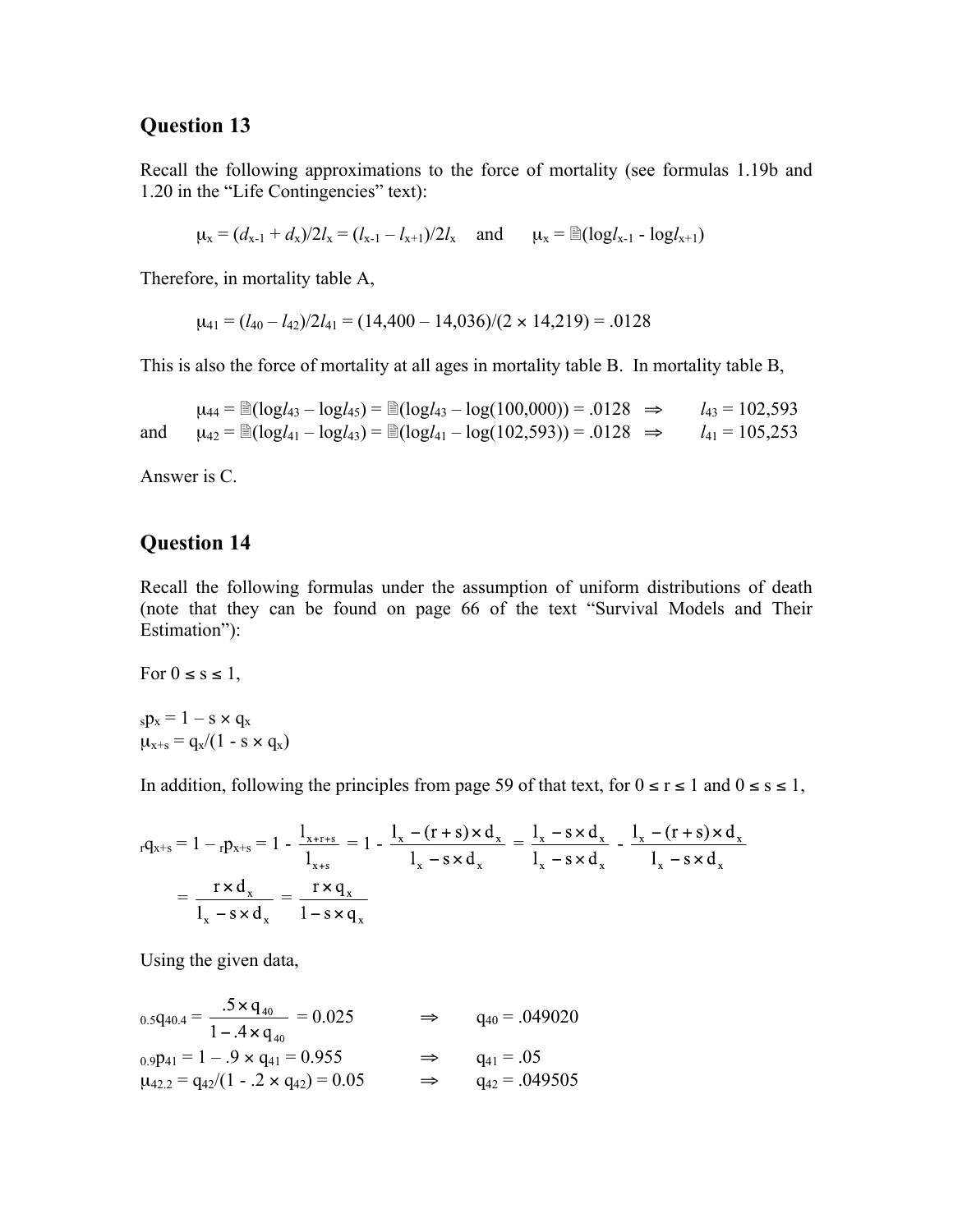## Question 13

Recall the following approximations to the force of mortality (see formulas 1.19b and 1.20 in the "Life Contingencies" text):

$$\mu_x = (d_{x-1} + d_x)/2l_x = (l_{x-1} - l_{x+1})/2l_x \quad \text{and} \quad \mu_x = \tfrac{1}{2}(\log l_{x-1} - \log l_{x+1})$$

Therefore, in mortality table A,

$$\mu_{41} = (l_{40} - l_{42})/2l_{41} = (14{,}400 - 14{,}036)/(2 \times 14{,}219) = .0128$$

This is also the force of mortality at all ages in mortality table B. In mortality table B,

$$\mu_{44} = \tfrac{1}{2}(\log l_{43} - \log l_{45}) = \tfrac{1}{2}(\log l_{43} - \log(100{,}000)) = .0128 \quad \Rightarrow \quad l_{43} = 102{,}593$$

and

$$\mu_{42} = \tfrac{1}{2}(\log l_{41} - \log l_{43}) = \tfrac{1}{2}(\log l_{41} - \log(102{,}593)) = .0128 \quad \Rightarrow \quad l_{41} = 105{,}253$$

Answer is C.

## Question 14

Recall the following formulas under the assumption of uniform distributions of death (note that they can be found on page 66 of the text "Survival Models and Their Estimation"):

For $0 \le s \le 1$,

$${}_sp_x = 1 - s \times q_x$$

$$\mu_{x+s} = q_x/(1 - s \times q_x)$$

In addition, following the principles from page 59 of that text, for $0 \le r \le 1$ and $0 \le s \le 1$,

$${}_rq_{x+s} = 1 - {}_rp_{x+s} = 1 - \frac{l_{x+r+s}}{l_{x+s}} = 1 - \frac{l_x - (r+s) \times d_x}{l_x - s \times d_x} = \frac{l_x - s \times d_x}{l_x - s \times d_x} - \frac{l_x - (r+s) \times d_x}{l_x - s \times d_x}$$

$$= \frac{r \times d_x}{l_x - s \times d_x} = \frac{r \times q_x}{1 - s \times q_x}$$

Using the given data,

$${}_{0.5}q_{40.4} = \frac{.5 \times q_{40}}{1 - .4 \times q_{40}} = 0.025 \quad \Rightarrow \quad q_{40} = .049020$$

$${}_{0.9}p_{41} = 1 - .9 \times q_{41} = 0.955 \quad \Rightarrow \quad q_{41} = .05$$

$$\mu_{42.2} = q_{42}/(1 - .2 \times q_{42}) = 0.05 \quad \Rightarrow \quad q_{42} = .049505$$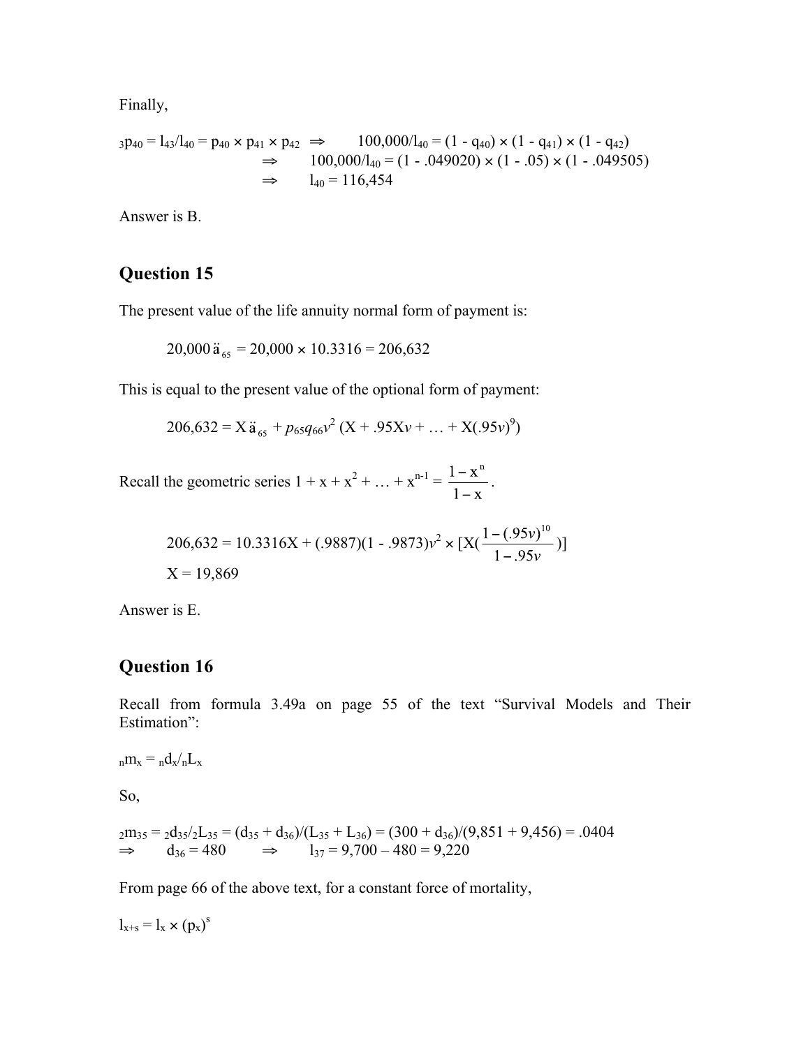Finally,

$$
\begin{aligned}
{}_3p_{40} = l_{43}/l_{40} = p_{40} \times p_{41} \times p_{42} \;\Rightarrow\;& \quad 100{,}000/l_{40} = (1 - q_{40}) \times (1 - q_{41}) \times (1 - q_{42}) \\
\Rightarrow\;& \quad 100{,}000/l_{40} = (1 - .049020) \times (1 - .05) \times (1 - .049505) \\
\Rightarrow\;& \quad l_{40} = 116{,}454
\end{aligned}
$$

Answer is B.

## Question 15

The present value of the life annuity normal form of payment is:

$$20{,}000\,\ddot{a}_{65} = 20{,}000 \times 10.3316 = 206{,}632$$

This is equal to the present value of the optional form of payment:

$$206{,}632 = X\,\ddot{a}_{65} + p_{65}q_{66}v^2\,(X + .95Xv + \ldots + X(.95v)^9)$$

Recall the geometric series $1 + x + x^2 + \ldots + x^{n-1} = \dfrac{1 - x^n}{1 - x}$.

$$206{,}632 = 10.3316X + (.9887)(1 - .9873)v^2 \times [X(\frac{1 - (.95v)^{10}}{1 - .95v})]$$

$$X = 19{,}869$$

Answer is E.

## Question 16

Recall from formula 3.49a on page 55 of the text "Survival Models and Their Estimation":

$${}_nm_x = {}_nd_x / {}_nL_x$$

So,

$${}_2m_{35} = {}_2d_{35}/{}_2L_{35} = (d_{35} + d_{36})/(L_{35} + L_{36}) = (300 + d_{36})/(9{,}851 + 9{,}456) = .0404$$

$$\Rightarrow \quad d_{36} = 480 \quad \Rightarrow \quad l_{37} = 9{,}700 - 480 = 9{,}220$$

From page 66 of the above text, for a constant force of mortality,

$$l_{x+s} = l_x \times (p_x)^s$$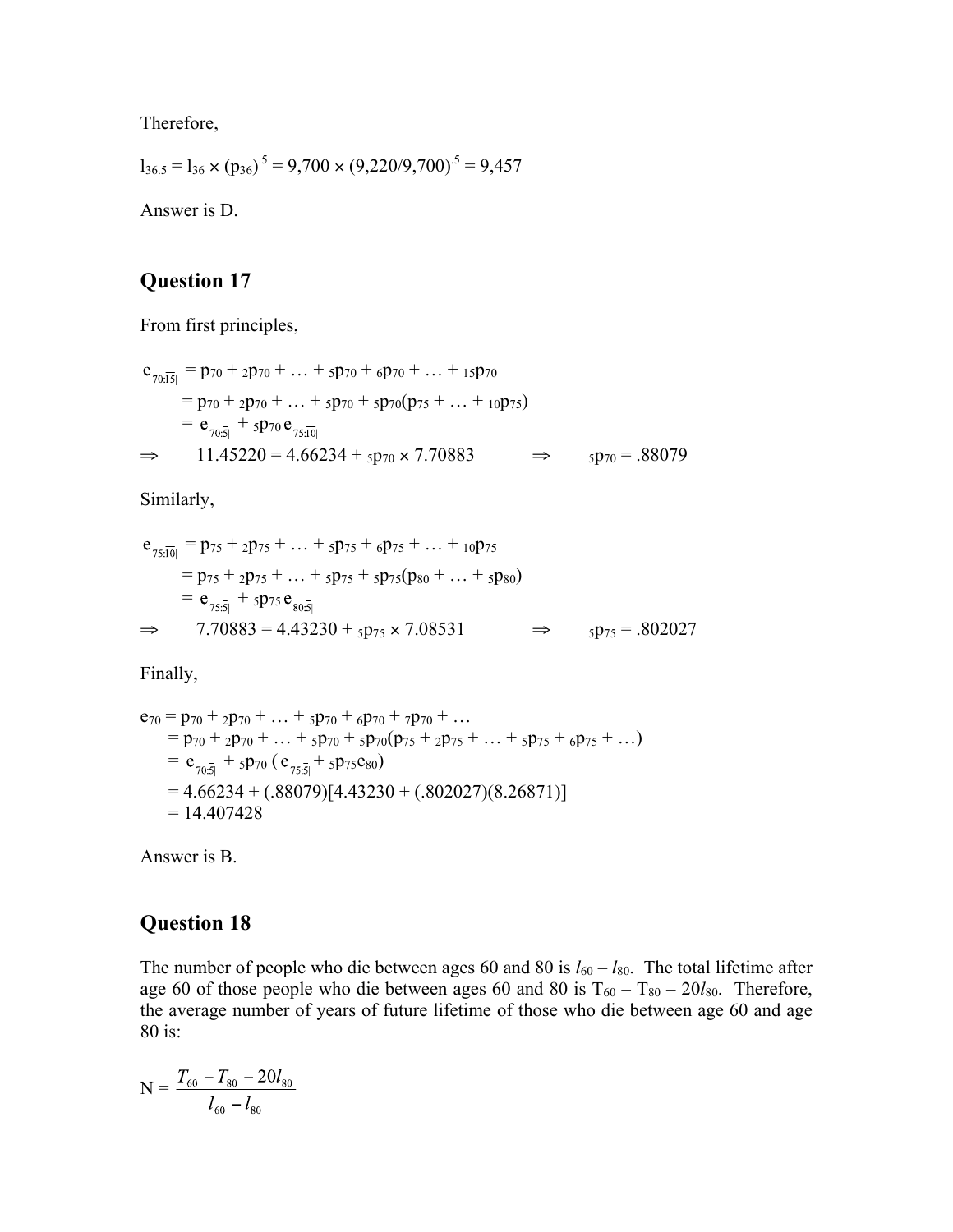Therefore,

$l_{36.5} = l_{36} \times (p_{36})^{.5} = 9{,}700 \times (9{,}220/9{,}700)^{.5} = 9{,}457$

Answer is D.

## Question 17

From first principles,

$$
\begin{aligned}
e_{70:\overline{15}|} &= p_{70} + {}_2p_{70} + \ldots + {}_5p_{70} + {}_6p_{70} + \ldots + {}_{15}p_{70} \\
&= p_{70} + {}_2p_{70} + \ldots + {}_5p_{70} + {}_5p_{70}(p_{75} + \ldots + {}_{10}p_{75}) \\
&= e_{70:\overline{5}|} + {}_5p_{70}\, e_{75:\overline{10}|}
\end{aligned}
$$

$\Rightarrow \quad 11.45220 = 4.66234 + {}_5p_{70} \times 7.70883 \quad \Rightarrow \quad {}_5p_{70} = .88079$

Similarly,

$$
\begin{aligned}
e_{75:\overline{10}|} &= p_{75} + {}_2p_{75} + \ldots + {}_5p_{75} + {}_6p_{75} + \ldots + {}_{10}p_{75} \\
&= p_{75} + {}_2p_{75} + \ldots + {}_5p_{75} + {}_5p_{75}(p_{80} + \ldots + {}_5p_{80}) \\
&= e_{75:\overline{5}|} + {}_5p_{75}\, e_{80:\overline{5}|}
\end{aligned}
$$

$\Rightarrow \quad 7.70883 = 4.43230 + {}_5p_{75} \times 7.08531 \quad \Rightarrow \quad {}_5p_{75} = .802027$

Finally,

$$
\begin{aligned}
e_{70} &= p_{70} + {}_2p_{70} + \ldots + {}_5p_{70} + {}_6p_{70} + {}_7p_{70} + \ldots \\
&= p_{70} + {}_2p_{70} + \ldots + {}_5p_{70} + {}_5p_{70}(p_{75} + {}_2p_{75} + \ldots + {}_5p_{75} + {}_6p_{75} + \ldots) \\
&= e_{70:\overline{5}|} + {}_5p_{70}\,( e_{75:\overline{5}|} + {}_5p_{75}e_{80}) \\
&= 4.66234 + (.88079)[4.43230 + (.802027)(8.26871)] \\
&= 14.407428
\end{aligned}
$$

Answer is B.

## Question 18

The number of people who die between ages 60 and 80 is $l_{60} - l_{80}$. The total lifetime after age 60 of those people who die between ages 60 and 80 is $T_{60} - T_{80} - 20l_{80}$. Therefore, the average number of years of future lifetime of those who die between age 60 and age 80 is:

$$N = \frac{T_{60} - T_{80} - 20l_{80}}{l_{60} - l_{80}}$$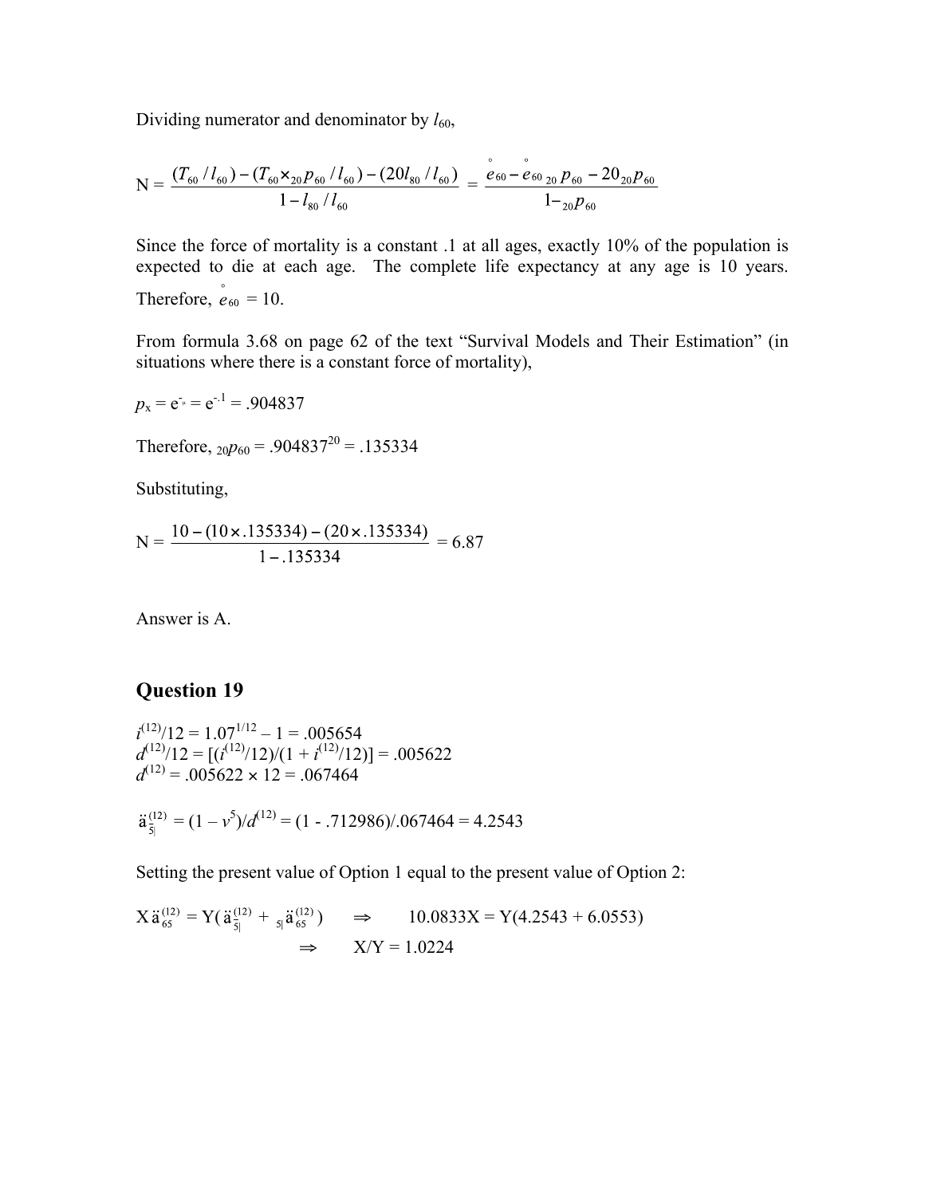Dividing numerator and denominator by $l_{60}$,

$$N = \frac{(T_{60}/l_{60}) - (T_{60} \times {}_{20}p_{60}/l_{60}) - (20 l_{80}/l_{60})}{1 - l_{80}/l_{60}} = \frac{\overset{\circ}{e}_{60} - \overset{\circ}{e}_{60}\,{}_{20}p_{60} - 20\,{}_{20}p_{60}}{1 - {}_{20}p_{60}}$$

Since the force of mortality is a constant .1 at all ages, exactly 10% of the population is expected to die at each age. The complete life expectancy at any age is 10 years. Therefore, $\overset{\circ}{e}_{60} = 10$.

From formula 3.68 on page 62 of the text "Survival Models and Their Estimation" (in situations where there is a constant force of mortality),

$p_x = e^{-\mu} = e^{-.1} = .904837$

Therefore, ${}_{20}p_{60} = .904837^{20} = .135334$

Substituting,

$$N = \frac{10 - (10 \times .135334) - (20 \times .135334)}{1 - .135334} = 6.87$$

Answer is A.

## Question 19

$i^{(12)}/12 = 1.07^{1/12} - 1 = .005654$

$d^{(12)}/12 = [(i^{(12)}/12)/(1 + i^{(12)}/12)] = .005622$

$d^{(12)} = .005622 \times 12 = .067464$

$\ddot{a}^{(12)}_{\overline{5|}} = (1 - v^5)/d^{(12)} = (1 - .712986)/.067464 = 4.2543$

Setting the present value of Option 1 equal to the present value of Option 2:

$$X\,\ddot{a}^{(12)}_{65} = Y(\ddot{a}^{(12)}_{\overline{5|}} + {}_{5|}\ddot{a}^{(12)}_{65}) \quad \Rightarrow \quad 10.0833X = Y(4.2543 + 6.0553)$$

$$\Rightarrow \quad X/Y = 1.0224$$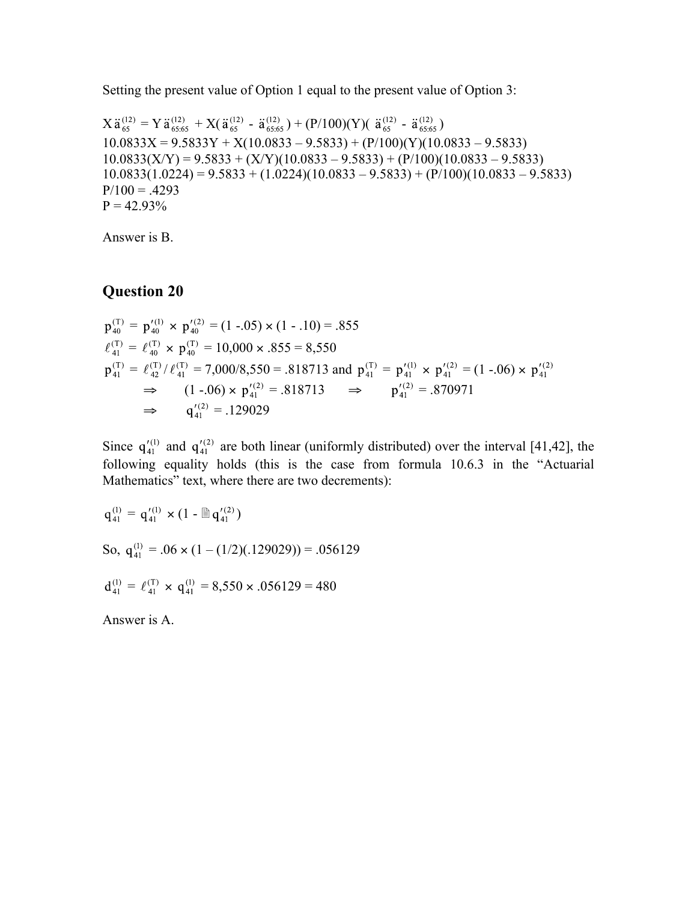Setting the present value of Option 1 equal to the present value of Option 3:

$X\ddot{a}_{65}^{(12)} = Y\ddot{a}_{65:65}^{(12)} + X(\ddot{a}_{65}^{(12)} - \ddot{a}_{65:65}^{(12)}) + (P/100)(Y)(\ddot{a}_{65}^{(12)} - \ddot{a}_{65:65}^{(12)})$
$10.0833X = 9.5833Y + X(10.0833 - 9.5833) + (P/100)(Y)(10.0833 - 9.5833)$
$10.0833(X/Y) = 9.5833 + (X/Y)(10.0833 - 9.5833) + (P/100)(10.0833 - 9.5833)$
$10.0833(1.0224) = 9.5833 + (1.0224)(10.0833 - 9.5833) + (P/100)(10.0833 - 9.5833)$
$P/100 = .4293$
$P = 42.93\%$

Answer is B.

## Question 20

$p_{40}^{(T)} = p_{40}'^{(1)} \times p_{40}'^{(2)} = (1 - .05) \times (1 - .10) = .855$
$\ell_{41}^{(T)} = \ell_{40}^{(T)} \times p_{40}^{(T)} = 10{,}000 \times .855 = 8{,}550$
$p_{41}^{(T)} = \ell_{42}^{(T)} / \ell_{41}^{(T)} = 7{,}000/8{,}550 = .818713$ and $p_{41}^{(T)} = p_{41}'^{(1)} \times p_{41}'^{(2)} = (1 - .06) \times p_{41}'^{(2)}$
$\Rightarrow \quad (1 - .06) \times p_{41}'^{(2)} = .818713 \quad \Rightarrow \quad p_{41}'^{(2)} = .870971$
$\Rightarrow \quad q_{41}'^{(2)} = .129029$

Since $q_{41}'^{(1)}$ and $q_{41}'^{(2)}$ are both linear (uniformly distributed) over the interval [41,42], the following equality holds (this is the case from formula 10.6.3 in the "Actuarial Mathematics" text, where there are two decrements):

$q_{41}^{(1)} = q_{41}'^{(1)} \times (1 - \frac{1}{2} q_{41}'^{(2)})$

So, $q_{41}^{(1)} = .06 \times (1 - (1/2)(.129029)) = .056129$

$d_{41}^{(1)} = \ell_{41}^{(T)} \times q_{41}^{(1)} = 8{,}550 \times .056129 = 480$

Answer is A.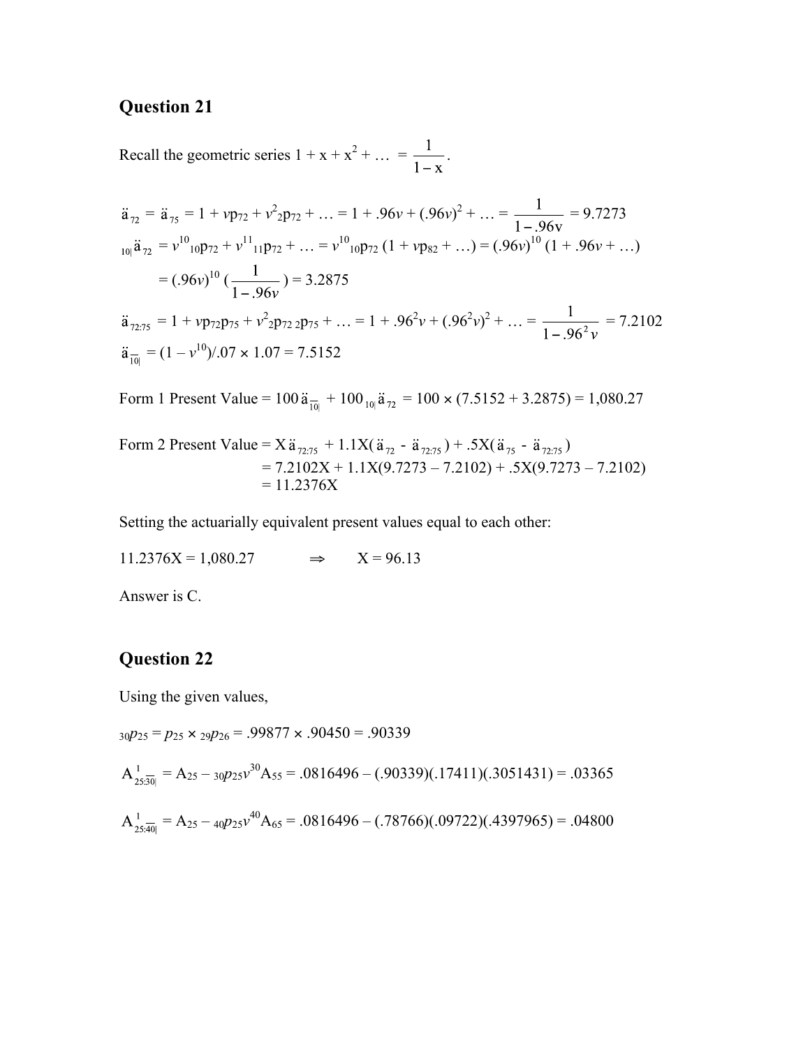## Question 21

Recall the geometric series $1 + x + x^2 + \ldots = \dfrac{1}{1-x}$.

$\ddot{a}_{72} = \ddot{a}_{75} = 1 + vp_{72} + v^2{}_2p_{72} + \ldots = 1 + .96v + (.96v)^2 + \ldots = \dfrac{1}{1-.96v} = 9.7273$

${}_{10|}\ddot{a}_{72} = v^{10}{}_{10}p_{72} + v^{11}{}_{11}p_{72} + \ldots = v^{10}{}_{10}p_{72}\,(1 + vp_{82} + \ldots) = (.96v)^{10}\,(1 + .96v + \ldots)$

$= (.96v)^{10}\,\left(\dfrac{1}{1-.96v}\right) = 3.2875$

$\ddot{a}_{72:75} = 1 + vp_{72}p_{75} + v^2{}_2p_{72}\,{}_2p_{75} + \ldots = 1 + .96^2v + (.96^2v)^2 + \ldots = \dfrac{1}{1-.96^2 v} = 7.2102$

$\ddot{a}_{\overline{10|}} = (1 - v^{10})/.07 \times 1.07 = 7.5152$

Form 1 Present Value $= 100\,\ddot{a}_{\overline{10|}} + 100\,{}_{10|}\ddot{a}_{72} = 100 \times (7.5152 + 3.2875) = 1{,}080.27$

Form 2 Present Value $= X\ddot{a}_{72:75} + 1.1X(\ddot{a}_{72} - \ddot{a}_{72:75}) + .5X(\ddot{a}_{75} - \ddot{a}_{72:75})$

$= 7.2102X + 1.1X(9.7273 - 7.2102) + .5X(9.7273 - 7.2102)$

$= 11.2376X$

Setting the actuarially equivalent present values equal to each other:

$11.2376X = 1{,}080.27 \quad \Rightarrow \quad X = 96.13$

Answer is C.

## Question 22

Using the given values,

${}_{30}p_{25} = p_{25} \times {}_{29}p_{26} = .99877 \times .90450 = .90339$

$A^{\,1}_{25:\overline{30|}} = A_{25} - {}_{30}p_{25}v^{30}A_{55} = .0816496 - (.90339)(.17411)(.3051431) = .03365$

$A^{\,1}_{25:\overline{40|}} = A_{25} - {}_{40}p_{25}v^{40}A_{65} = .0816496 - (.78766)(.09722)(.4397965) = .04800$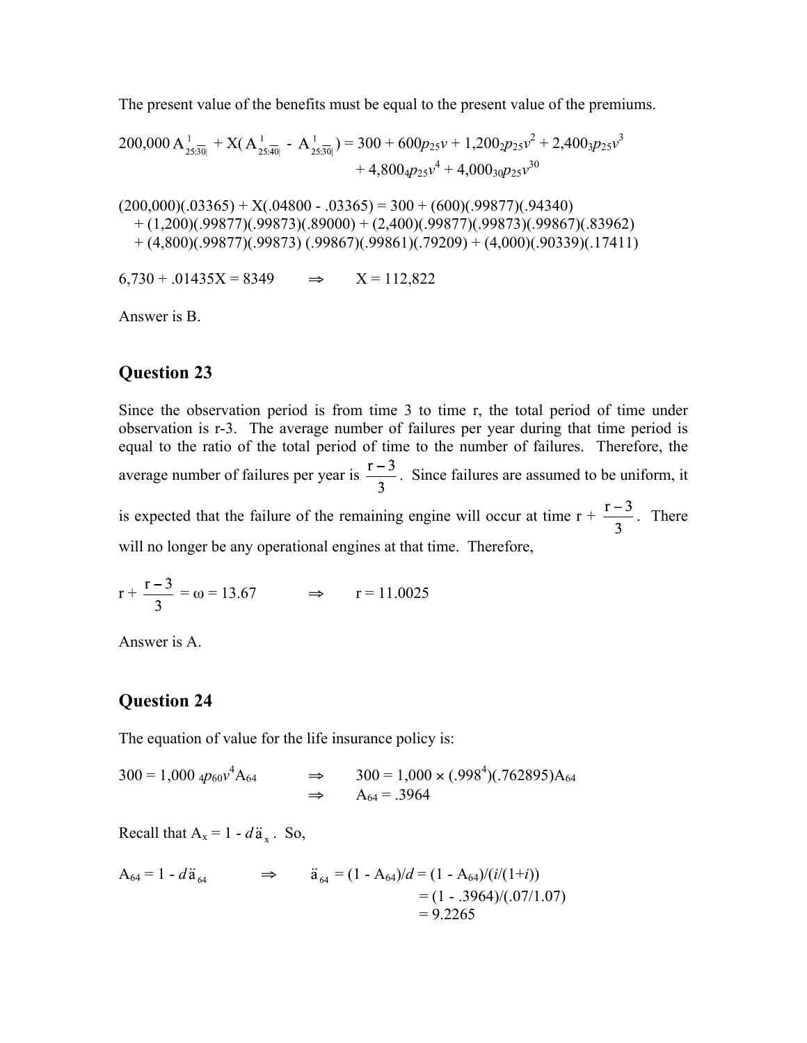The present value of the benefits must be equal to the present value of the premiums.

$$200{,}000\, A^{\,1}_{25:\overline{30}|} + X(A^{\,1}_{25:\overline{40}|} - A^{\,1}_{25:\overline{30}|}) = 300 + 600p_{25}v + 1{,}200\,{}_2p_{25}v^2 + 2{,}400\,{}_3p_{25}v^3 + 4{,}800\,{}_4p_{25}v^4 + 4{,}000\,{}_{30}p_{25}v^{30}$$

(200,000)(.03365) + X(.04800 - .03365) = 300 + (600)(.99877)(.94340)
+ (1,200)(.99877)(.99873)(.89000) + (2,400)(.99877)(.99873)(.99867)(.83962)
+ (4,800)(.99877)(.99873) (.99867)(.99861)(.79209) + (4,000)(.90339)(.17411)

$6{,}730 + .01435X = 8349 \quad \Rightarrow \quad X = 112{,}822$

Answer is B.

## Question 23

Since the observation period is from time 3 to time r, the total period of time under observation is r-3. The average number of failures per year during that time period is equal to the ratio of the total period of time to the number of failures. Therefore, the average number of failures per year is $\frac{r-3}{3}$. Since failures are assumed to be uniform, it is expected that the failure of the remaining engine will occur at time r + $\frac{r-3}{3}$. There will no longer be any operational engines at that time. Therefore,

$$r + \frac{r-3}{3} = \omega = 13.67 \quad \Rightarrow \quad r = 11.0025$$

Answer is A.

## Question 24

The equation of value for the life insurance policy is:

$$300 = 1{,}000\ {}_4p_{60}v^4 A_{64} \quad \Rightarrow \quad 300 = 1{,}000 \times (.998^4)(.762895)A_{64}$$
$$\Rightarrow \quad A_{64} = .3964$$

Recall that $A_x = 1 - d\ddot{a}_x$. So,

$$A_{64} = 1 - d\ddot{a}_{64} \quad \Rightarrow \quad \ddot{a}_{64} = (1 - A_{64})/d = (1 - A_{64})/(i/(1+i))$$
$$= (1 - .3964)/(.07/1.07)$$
$$= 9.2265$$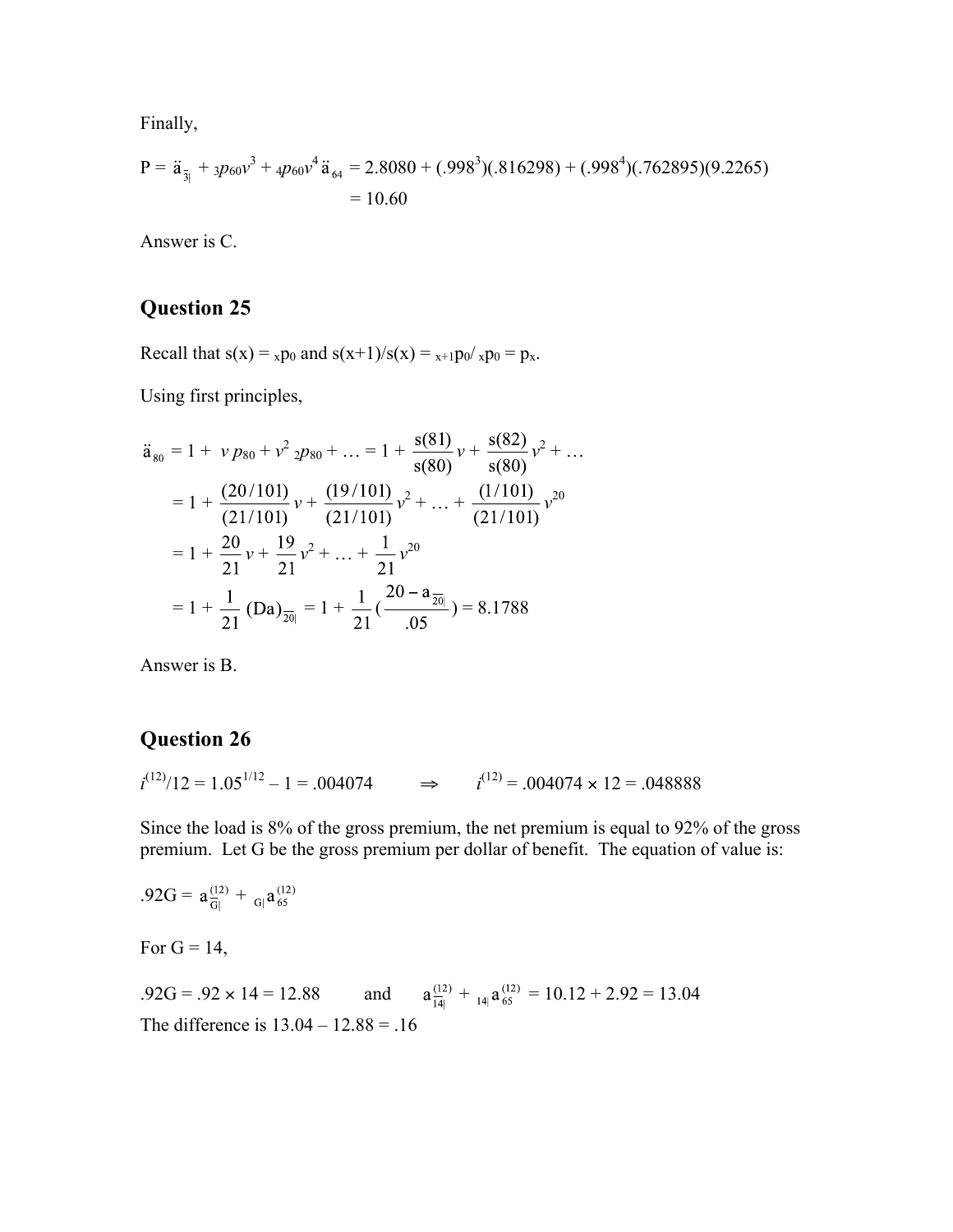Finally,

$$P = \ddot{a}_{\overline{3}|} + {}_3p_{60}v^3 + {}_4p_{60}v^4\,\ddot{a}_{64} = 2.8080 + (.998^3)(.816298) + (.998^4)(.762895)(9.2265)$$
$$= 10.60$$

Answer is C.

## Question 25

Recall that $s(x) = {}_xp_0$ and $s(x+1)/s(x) = {}_{x+1}p_0/\,{}_xp_0 = p_x$.

Using first principles,

$$\ddot{a}_{80} = 1 + v\,p_{80} + v^2\,{}_2p_{80} + \ldots = 1 + \frac{s(81)}{s(80)}v + \frac{s(82)}{s(80)}v^2 + \ldots$$

$$= 1 + \frac{(20/101)}{(21/101)}v + \frac{(19/101)}{(21/101)}v^2 + \ldots + \frac{(1/101)}{(21/101)}v^{20}$$

$$= 1 + \frac{20}{21}v + \frac{19}{21}v^2 + \ldots + \frac{1}{21}v^{20}$$

$$= 1 + \frac{1}{21}(Da)_{\overline{20}|} = 1 + \frac{1}{21}\left(\frac{20 - a_{\overline{20}|}}{.05}\right) = 8.1788$$

Answer is B.

## Question 26

$i^{(12)}/12 = 1.05^{1/12} - 1 = .004074 \qquad \Rightarrow \qquad i^{(12)} = .004074 \times 12 = .048888$

Since the load is 8% of the gross premium, the net premium is equal to 92% of the gross premium. Let G be the gross premium per dollar of benefit. The equation of value is:

$$.92G = a^{(12)}_{\overline{G}|} + {}_{G|}a^{(12)}_{65}$$

For G = 14,

$.92G = .92 \times 14 = 12.88 \qquad$ and $\qquad a^{(12)}_{\overline{14}|} + {}_{14|}a^{(12)}_{65} = 10.12 + 2.92 = 13.04$

The difference is $13.04 - 12.88 = .16$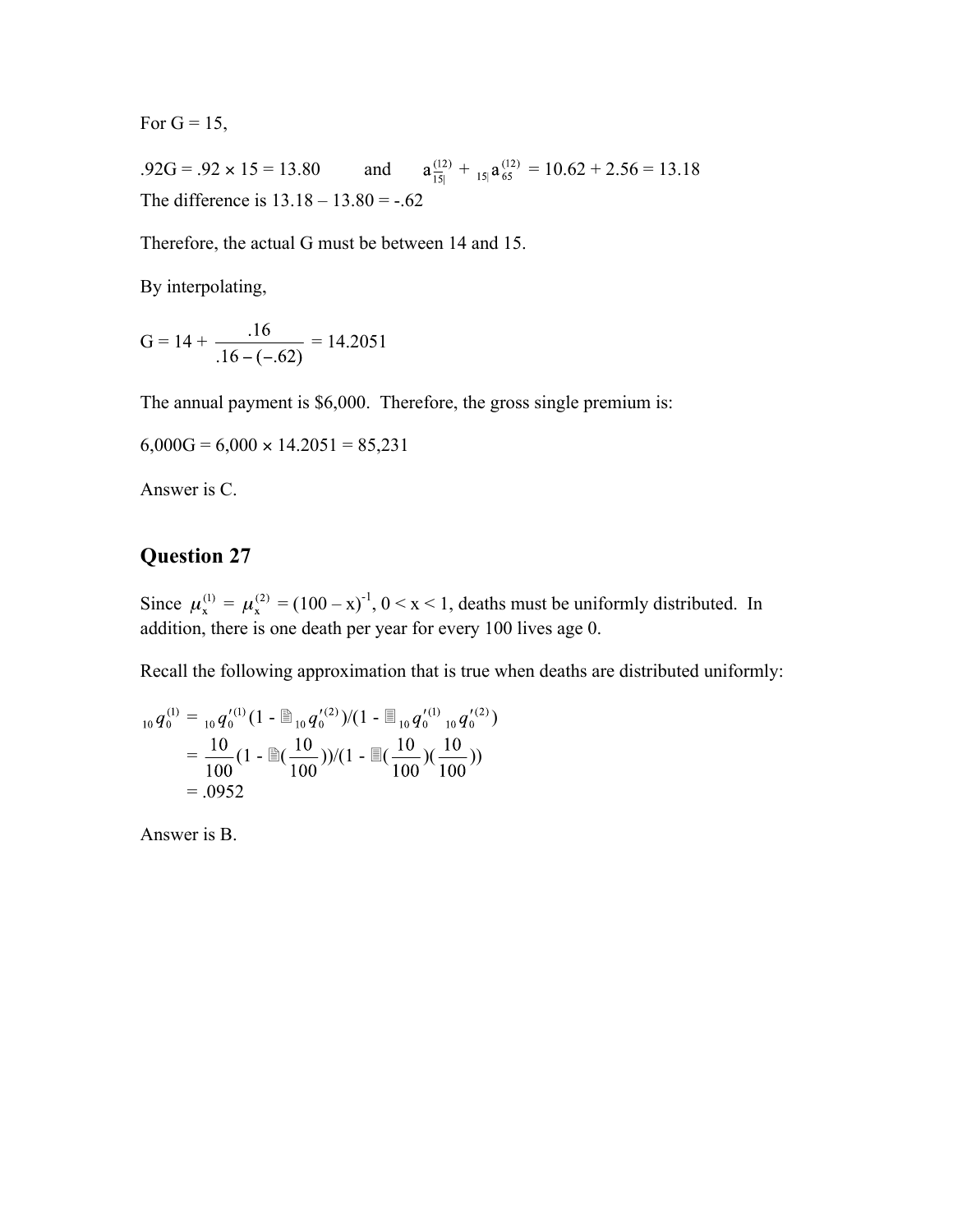For G = 15,

$.92G = .92 \times 15 = 13.80$ and $a^{(12)}_{\overline{15|}} + {}_{15|}a^{(12)}_{65} = 10.62 + 2.56 = 13.18$

The difference is 13.18 – 13.80 = -.62

Therefore, the actual G must be between 14 and 15.

By interpolating,

$$G = 14 + \frac{.16}{.16 - (-.62)} = 14.2051$$

The annual payment is \$6,000. Therefore, the gross single premium is:

$6{,}000G = 6{,}000 \times 14.2051 = 85{,}231$

Answer is C.

## Question 27

Since $\mu_x^{(1)} = \mu_x^{(2)} = (100 - x)^{-1}$, $0 < x < 1$, deaths must be uniformly distributed. In addition, there is one death per year for every 100 lives age 0.

Recall the following approximation that is true when deaths are distributed uniformly:

$$
\begin{aligned}
{}_{10}q_0^{(1)} &= {}_{10}q_0'^{(1)}(1 - \square\, {}_{10}q_0'^{(2)})/(1 - \square\, {}_{10}q_0'^{(1)}\ {}_{10}q_0'^{(2)}) \\
&= \frac{10}{100}(1 - \square(\frac{10}{100}))/(1 - \square(\frac{10}{100})(\frac{10}{100})) \\
&= .0952
\end{aligned}
$$

Answer is B.